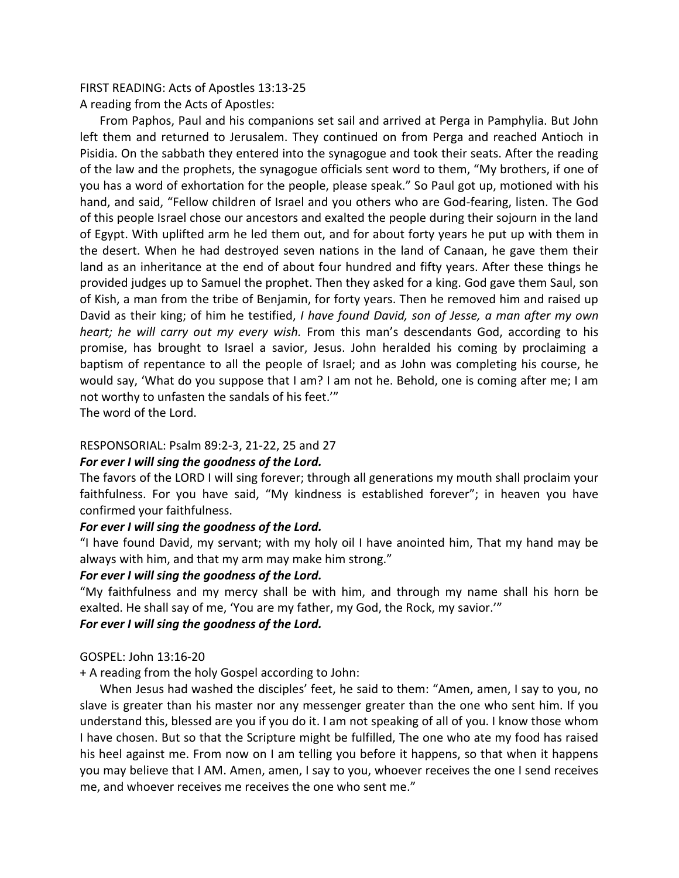FIRST READING: Acts of Apostles 13:13-25

A reading from the Acts of Apostles:

From Paphos, Paul and his companions set sail and arrived at Perga in Pamphylia. But John left them and returned to Jerusalem. They continued on from Perga and reached Antioch in Pisidia. On the sabbath they entered into the synagogue and took their seats. After the reading of the law and the prophets, the synagogue officials sent word to them, "My brothers, if one of you has a word of exhortation for the people, please speak." So Paul got up, motioned with his hand, and said, "Fellow children of Israel and you others who are God-fearing, listen. The God of this people Israel chose our ancestors and exalted the people during their sojourn in the land of Egypt. With uplifted arm he led them out, and for about forty years he put up with them in the desert. When he had destroyed seven nations in the land of Canaan, he gave them their land as an inheritance at the end of about four hundred and fifty years. After these things he provided judges up to Samuel the prophet. Then they asked for a king. God gave them Saul, son of Kish, a man from the tribe of Benjamin, for forty years. Then he removed him and raised up David as their king; of him he testified, *I have found David, son of Jesse, a man after my own heart; he will carry out my every wish.* From this man's descendants God, according to his promise, has brought to Israel a savior, Jesus. John heralded his coming by proclaiming a baptism of repentance to all the people of Israel; and as John was completing his course, he would say, 'What do you suppose that I am? I am not he. Behold, one is coming after me; I am not worthy to unfasten the sandals of his feet.'"

The word of the Lord.

RESPONSORIAL: Psalm 89:2-3, 21-22, 25 and 27

***For ever I will sing the goodness of the Lord.***

The favors of the LORD I will sing forever; through all generations my mouth shall proclaim your faithfulness. For you have said, "My kindness is established forever"; in heaven you have confirmed your faithfulness.

***For ever I will sing the goodness of the Lord.***

"I have found David, my servant; with my holy oil I have anointed him, That my hand may be always with him, and that my arm may make him strong."

***For ever I will sing the goodness of the Lord.***

"My faithfulness and my mercy shall be with him, and through my name shall his horn be exalted. He shall say of me, 'You are my father, my God, the Rock, my savior.'"

***For ever I will sing the goodness of the Lord.***

GOSPEL: John 13:16-20

+ A reading from the holy Gospel according to John:

When Jesus had washed the disciples' feet, he said to them: "Amen, amen, I say to you, no slave is greater than his master nor any messenger greater than the one who sent him. If you understand this, blessed are you if you do it. I am not speaking of all of you. I know those whom I have chosen. But so that the Scripture might be fulfilled, The one who ate my food has raised his heel against me. From now on I am telling you before it happens, so that when it happens you may believe that I AM. Amen, amen, I say to you, whoever receives the one I send receives me, and whoever receives me receives the one who sent me."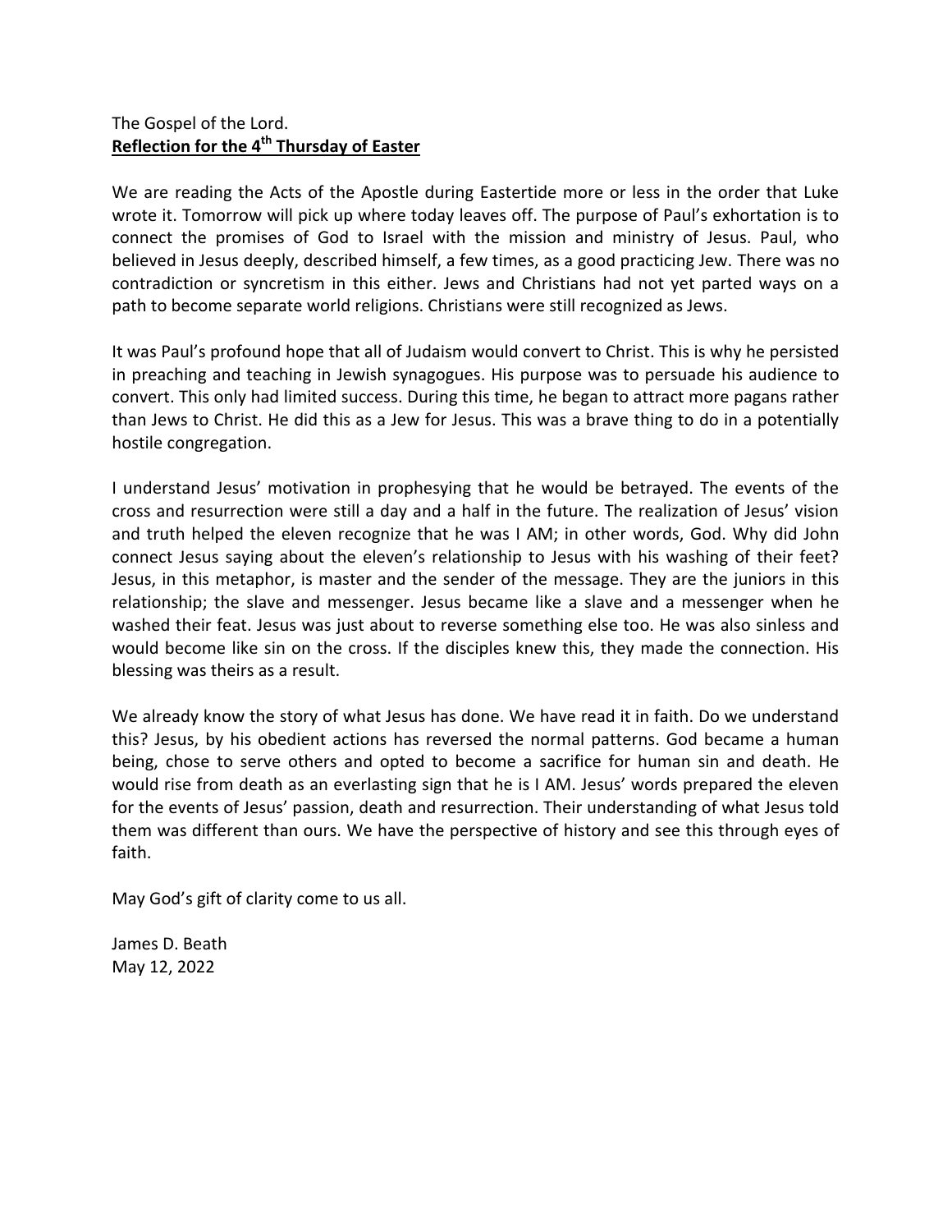The Gospel of the Lord.

**Reflection for the 4th Thursday of Easter**

We are reading the Acts of the Apostle during Eastertide more or less in the order that Luke wrote it. Tomorrow will pick up where today leaves off. The purpose of Paul's exhortation is to connect the promises of God to Israel with the mission and ministry of Jesus. Paul, who believed in Jesus deeply, described himself, a few times, as a good practicing Jew. There was no contradiction or syncretism in this either. Jews and Christians had not yet parted ways on a path to become separate world religions. Christians were still recognized as Jews.

It was Paul's profound hope that all of Judaism would convert to Christ. This is why he persisted in preaching and teaching in Jewish synagogues. His purpose was to persuade his audience to convert. This only had limited success. During this time, he began to attract more pagans rather than Jews to Christ. He did this as a Jew for Jesus. This was a brave thing to do in a potentially hostile congregation.

I understand Jesus' motivation in prophesying that he would be betrayed. The events of the cross and resurrection were still a day and a half in the future. The realization of Jesus' vision and truth helped the eleven recognize that he was I AM; in other words, God. Why did John connect Jesus saying about the eleven's relationship to Jesus with his washing of their feet? Jesus, in this metaphor, is master and the sender of the message. They are the juniors in this relationship; the slave and messenger. Jesus became like a slave and a messenger when he washed their feat. Jesus was just about to reverse something else too. He was also sinless and would become like sin on the cross. If the disciples knew this, they made the connection. His blessing was theirs as a result.

We already know the story of what Jesus has done. We have read it in faith. Do we understand this? Jesus, by his obedient actions has reversed the normal patterns. God became a human being, chose to serve others and opted to become a sacrifice for human sin and death. He would rise from death as an everlasting sign that he is I AM. Jesus' words prepared the eleven for the events of Jesus' passion, death and resurrection. Their understanding of what Jesus told them was different than ours. We have the perspective of history and see this through eyes of faith.

May God's gift of clarity come to us all.

James D. Beath  
May 12, 2022